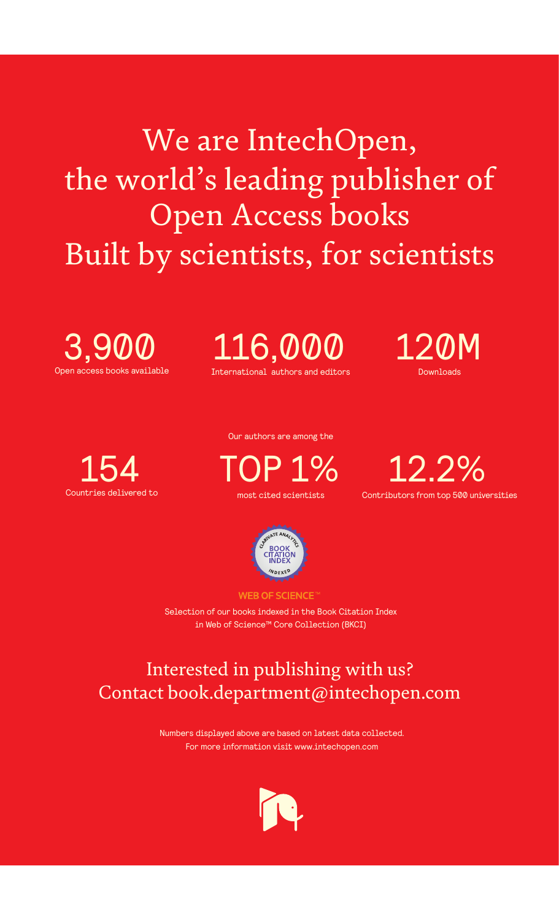# We are IntechOpen, the world's leading publisher of Open Access books
# Built by scientists, for scientists

**3,900**
Open access books available

**116,000**
International authors and editors

**120M**
Downloads

**154**
Countries delivered to

Our authors are among the

**TOP 1%**
most cited scientists

**12.2%**
Contributors from top 500 universities

BOOK CITATION INDEX
CLARIVATE ANALYTICS
INDEXED

WEB OF SCIENCE™

Selection of our books indexed in the Book Citation Index in Web of Science™ Core Collection (BKCI)

## Interested in publishing with us? Contact book.department@intechopen.com

Numbers displayed above are based on latest data collected.
For more information visit www.intechopen.com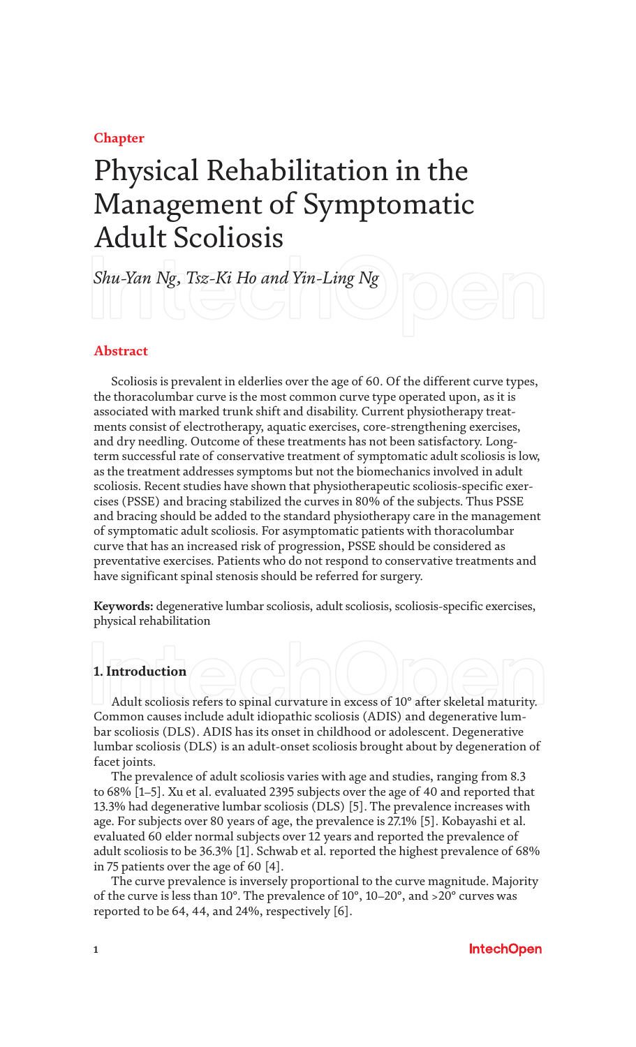Chapter

# Physical Rehabilitation in the Management of Symptomatic Adult Scoliosis

*Shu-Yan Ng, Tsz-Ki Ho and Yin-Ling Ng*

## Abstract

Scoliosis is prevalent in elderlies over the age of 60. Of the different curve types, the thoracolumbar curve is the most common curve type operated upon, as it is associated with marked trunk shift and disability. Current physiotherapy treatments consist of electrotherapy, aquatic exercises, core-strengthening exercises, and dry needling. Outcome of these treatments has not been satisfactory. Long-term successful rate of conservative treatment of symptomatic adult scoliosis is low, as the treatment addresses symptoms but not the biomechanics involved in adult scoliosis. Recent studies have shown that physiotherapeutic scoliosis-specific exercises (PSSE) and bracing stabilized the curves in 80% of the subjects. Thus PSSE and bracing should be added to the standard physiotherapy care in the management of symptomatic adult scoliosis. For asymptomatic patients with thoracolumbar curve that has an increased risk of progression, PSSE should be considered as preventative exercises. Patients who do not respond to conservative treatments and have significant spinal stenosis should be referred for surgery.

**Keywords:** degenerative lumbar scoliosis, adult scoliosis, scoliosis-specific exercises, physical rehabilitation

## 1. Introduction

Adult scoliosis refers to spinal curvature in excess of 10° after skeletal maturity. Common causes include adult idiopathic scoliosis (ADIS) and degenerative lumbar scoliosis (DLS). ADIS has its onset in childhood or adolescent. Degenerative lumbar scoliosis (DLS) is an adult-onset scoliosis brought about by degeneration of facet joints.

The prevalence of adult scoliosis varies with age and studies, ranging from 8.3 to 68% [1–5]. Xu et al. evaluated 2395 subjects over the age of 40 and reported that 13.3% had degenerative lumbar scoliosis (DLS) [5]. The prevalence increases with age. For subjects over 80 years of age, the prevalence is 27.1% [5]. Kobayashi et al. evaluated 60 elder normal subjects over 12 years and reported the prevalence of adult scoliosis to be 36.3% [1]. Schwab et al. reported the highest prevalence of 68% in 75 patients over the age of 60 [4].

The curve prevalence is inversely proportional to the curve magnitude. Majority of the curve is less than 10°. The prevalence of 10°, 10–20°, and >20° curves was reported to be 64, 44, and 24%, respectively [6].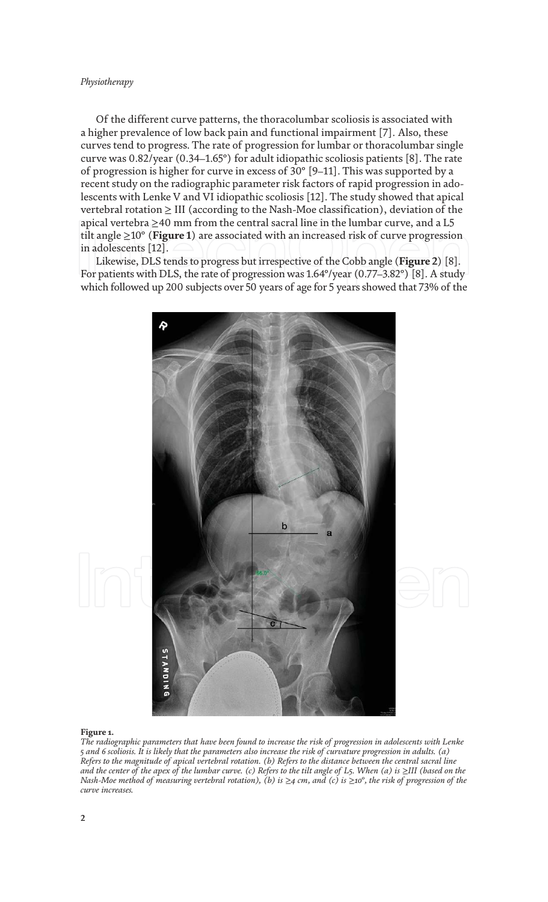Of the different curve patterns, the thoracolumbar scoliosis is associated with a higher prevalence of low back pain and functional impairment [7]. Also, these curves tend to progress. The rate of progression for lumbar or thoracolumbar single curve was 0.82/year (0.34–1.65°) for adult idiopathic scoliosis patients [8]. The rate of progression is higher for curve in excess of 30° [9–11]. This was supported by a recent study on the radiographic parameter risk factors of rapid progression in adolescents with Lenke V and VI idiopathic scoliosis [12]. The study showed that apical vertebral rotation ≥ III (according to the Nash-Moe classification), deviation of the apical vertebra ≥40 mm from the central sacral line in the lumbar curve, and a L5 tilt angle ≥10° (**Figure 1**) are associated with an increased risk of curve progression in adolescents [12].

Likewise, DLS tends to progress but irrespective of the Cobb angle (**Figure 2**) [8]. For patients with DLS, the rate of progression was 1.64°/year (0.77–3.82°) [8]. A study which followed up 200 subjects over 50 years of age for 5 years showed that 73% of the

**Figure 1.**

*The radiographic parameters that have been found to increase the risk of progression in adolescents with Lenke 5 and 6 scoliosis. It is likely that the parameters also increase the risk of curvature progression in adults. (a) Refers to the magnitude of apical vertebral rotation. (b) Refers to the distance between the central sacral line and the center of the apex of the lumbar curve. (c) Refers to the tilt angle of L5. When (a) is ≥III (based on the Nash-Moe method of measuring vertebral rotation), (b) is ≥4 cm, and (c) is ≥10°, the risk of progression of the curve increases.*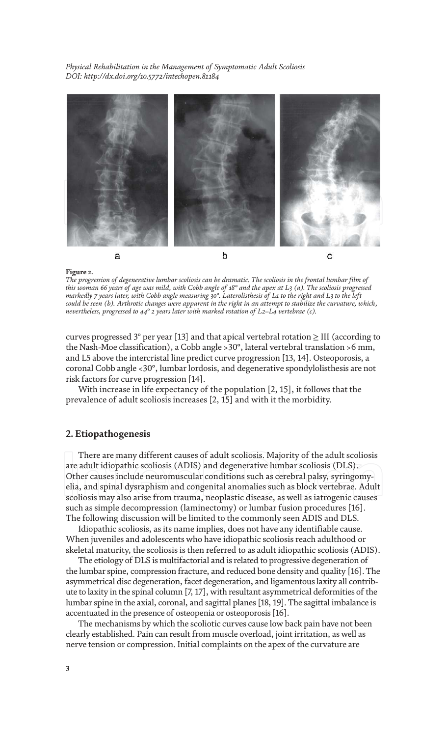**Figure 2.**

*The progression of degenerative lumbar scoliosis can be dramatic. The scoliosis in the frontal lumbar film of this woman 66 years of age was mild, with Cobb angle of 18° and the apex at L3 (a). The scoliosis progressed markedly 7 years later, with Cobb angle measuring 30°. Laterolisthesis of L1 to the right and L3 to the left could be seen (b). Arthrotic changes were apparent in the right in an attempt to stabilize the curvature, which, nevertheless, progressed to 44° 2 years later with marked rotation of L2–L4 vertebrae (c).*

curves progressed 3° per year [13] and that apical vertebral rotation ≥ III (according to the Nash-Moe classification), a Cobb angle >30°, lateral vertebral translation >6 mm, and L5 above the intercristal line predict curve progression [13, 14]. Osteoporosis, a coronal Cobb angle <30°, lumbar lordosis, and degenerative spondylolisthesis are not risk factors for curve progression [14].

With increase in life expectancy of the population [2, 15], it follows that the prevalence of adult scoliosis increases [2, 15] and with it the morbidity.

## 2. Etiopathogenesis

There are many different causes of adult scoliosis. Majority of the adult scoliosis are adult idiopathic scoliosis (ADIS) and degenerative lumbar scoliosis (DLS). Other causes include neuromuscular conditions such as cerebral palsy, syringomyelia, and spinal dysraphism and congenital anomalies such as block vertebrae. Adult scoliosis may also arise from trauma, neoplastic disease, as well as iatrogenic causes such as simple decompression (laminectomy) or lumbar fusion procedures [16]. The following discussion will be limited to the commonly seen ADIS and DLS.

Idiopathic scoliosis, as its name implies, does not have any identifiable cause. When juveniles and adolescents who have idiopathic scoliosis reach adulthood or skeletal maturity, the scoliosis is then referred to as adult idiopathic scoliosis (ADIS).

The etiology of DLS is multifactorial and is related to progressive degeneration of the lumbar spine, compression fracture, and reduced bone density and quality [16]. The asymmetrical disc degeneration, facet degeneration, and ligamentous laxity all contribute to laxity in the spinal column [7, 17], with resultant asymmetrical deformities of the lumbar spine in the axial, coronal, and sagittal planes [18, 19]. The sagittal imbalance is accentuated in the presence of osteopenia or osteoporosis [16].

The mechanisms by which the scoliotic curves cause low back pain have not been clearly established. Pain can result from muscle overload, joint irritation, as well as nerve tension or compression. Initial complaints on the apex of the curvature are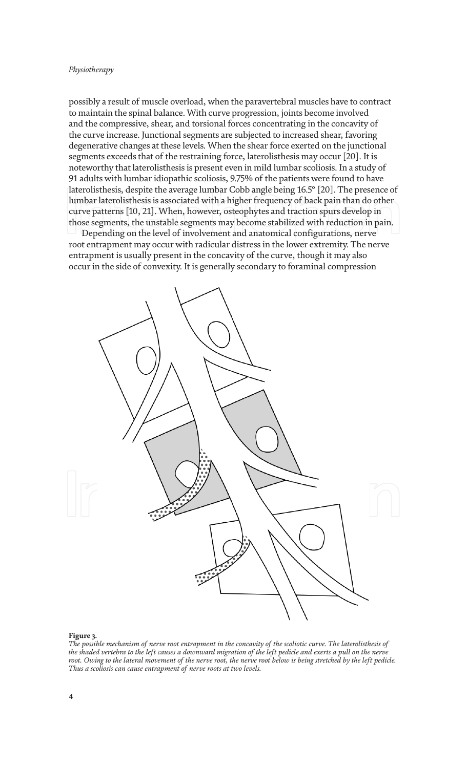possibly a result of muscle overload, when the paravertebral muscles have to contract to maintain the spinal balance. With curve progression, joints become involved and the compressive, shear, and torsional forces concentrating in the concavity of the curve increase. Junctional segments are subjected to increased shear, favoring degenerative changes at these levels. When the shear force exerted on the junctional segments exceeds that of the restraining force, laterolisthesis may occur [20]. It is noteworthy that laterolisthesis is present even in mild lumbar scoliosis. In a study of 91 adults with lumbar idiopathic scoliosis, 9.75% of the patients were found to have laterolisthesis, despite the average lumbar Cobb angle being 16.5° [20]. The presence of lumbar laterolisthesis is associated with a higher frequency of back pain than do other curve patterns [10, 21]. When, however, osteophytes and traction spurs develop in those segments, the unstable segments may become stabilized with reduction in pain.

Depending on the level of involvement and anatomical configurations, nerve root entrapment may occur with radicular distress in the lower extremity. The nerve entrapment is usually present in the concavity of the curve, though it may also occur in the side of convexity. It is generally secondary to foraminal compression

**Figure 3.**

*The possible mechanism of nerve root entrapment in the concavity of the scoliotic curve. The laterolisthesis of the shaded vertebra to the left causes a downward migration of the left pedicle and exerts a pull on the nerve root. Owing to the lateral movement of the nerve root, the nerve root below is being stretched by the left pedicle. Thus a scoliosis can cause entrapment of nerve roots at two levels.*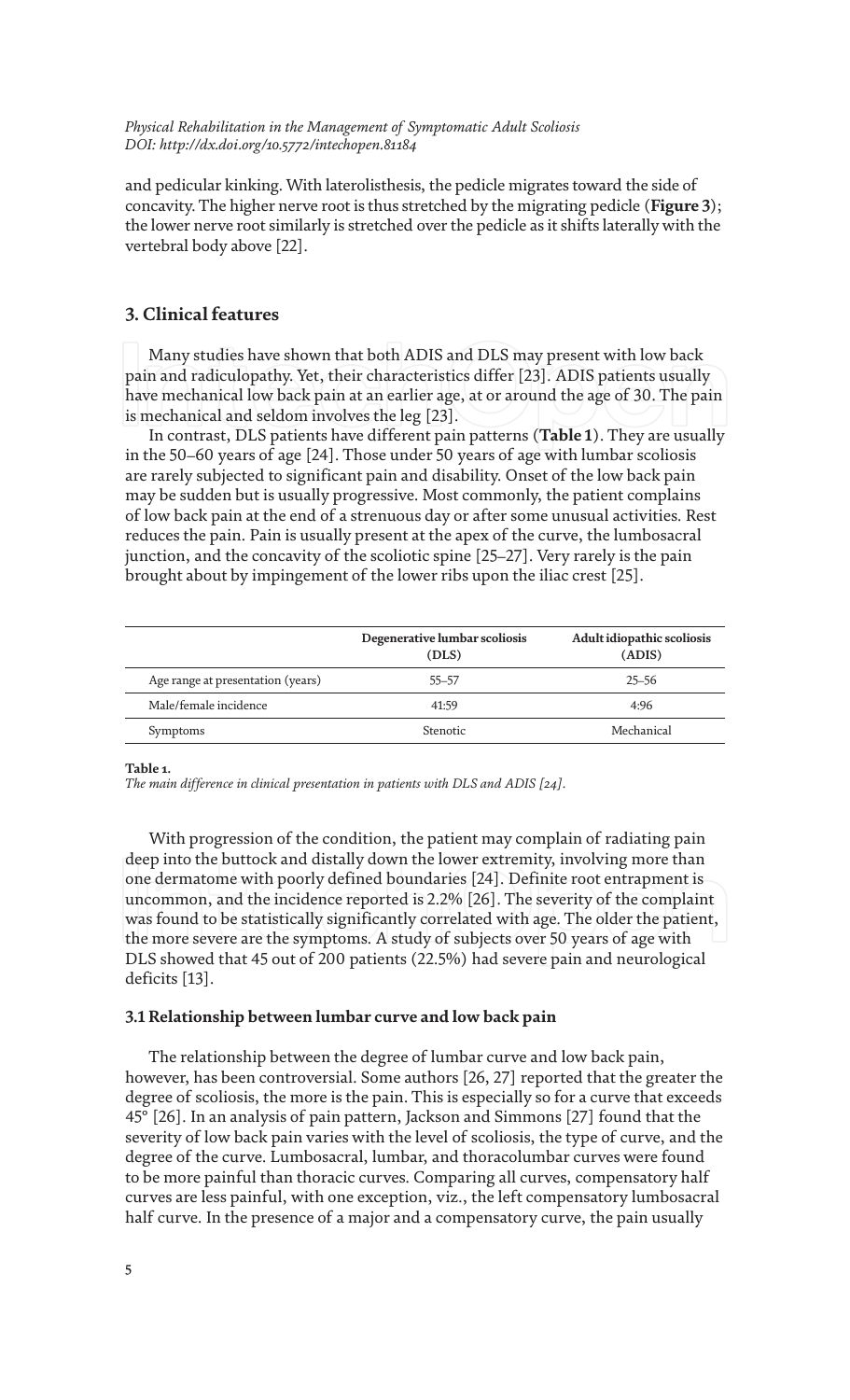and pedicular kinking. With laterolisthesis, the pedicle migrates toward the side of concavity. The higher nerve root is thus stretched by the migrating pedicle (**Figure 3**); the lower nerve root similarly is stretched over the pedicle as it shifts laterally with the vertebral body above [22].

## 3. Clinical features

Many studies have shown that both ADIS and DLS may present with low back pain and radiculopathy. Yet, their characteristics differ [23]. ADIS patients usually have mechanical low back pain at an earlier age, at or around the age of 30. The pain is mechanical and seldom involves the leg [23].

In contrast, DLS patients have different pain patterns (**Table 1**). They are usually in the 50–60 years of age [24]. Those under 50 years of age with lumbar scoliosis are rarely subjected to significant pain and disability. Onset of the low back pain may be sudden but is usually progressive. Most commonly, the patient complains of low back pain at the end of a strenuous day or after some unusual activities. Rest reduces the pain. Pain is usually present at the apex of the curve, the lumbosacral junction, and the concavity of the scoliotic spine [25–27]. Very rarely is the pain brought about by impingement of the lower ribs upon the iliac crest [25].

| | Degenerative lumbar scoliosis (DLS) | Adult idiopathic scoliosis (ADIS) |
|---|---|---|
| Age range at presentation (years) | 55–57 | 25–56 |
| Male/female incidence | 41:59 | 4:96 |
| Symptoms | Stenotic | Mechanical |

**Table 1.**
*The main difference in clinical presentation in patients with DLS and ADIS [24].*

With progression of the condition, the patient may complain of radiating pain deep into the buttock and distally down the lower extremity, involving more than one dermatome with poorly defined boundaries [24]. Definite root entrapment is uncommon, and the incidence reported is 2.2% [26]. The severity of the complaint was found to be statistically significantly correlated with age. The older the patient, the more severe are the symptoms. A study of subjects over 50 years of age with DLS showed that 45 out of 200 patients (22.5%) had severe pain and neurological deficits [13].

### 3.1 Relationship between lumbar curve and low back pain

The relationship between the degree of lumbar curve and low back pain, however, has been controversial. Some authors [26, 27] reported that the greater the degree of scoliosis, the more is the pain. This is especially so for a curve that exceeds 45° [26]. In an analysis of pain pattern, Jackson and Simmons [27] found that the severity of low back pain varies with the level of scoliosis, the type of curve, and the degree of the curve. Lumbosacral, lumbar, and thoracolumbar curves were found to be more painful than thoracic curves. Comparing all curves, compensatory half curves are less painful, with one exception, viz., the left compensatory lumbosacral half curve. In the presence of a major and a compensatory curve, the pain usually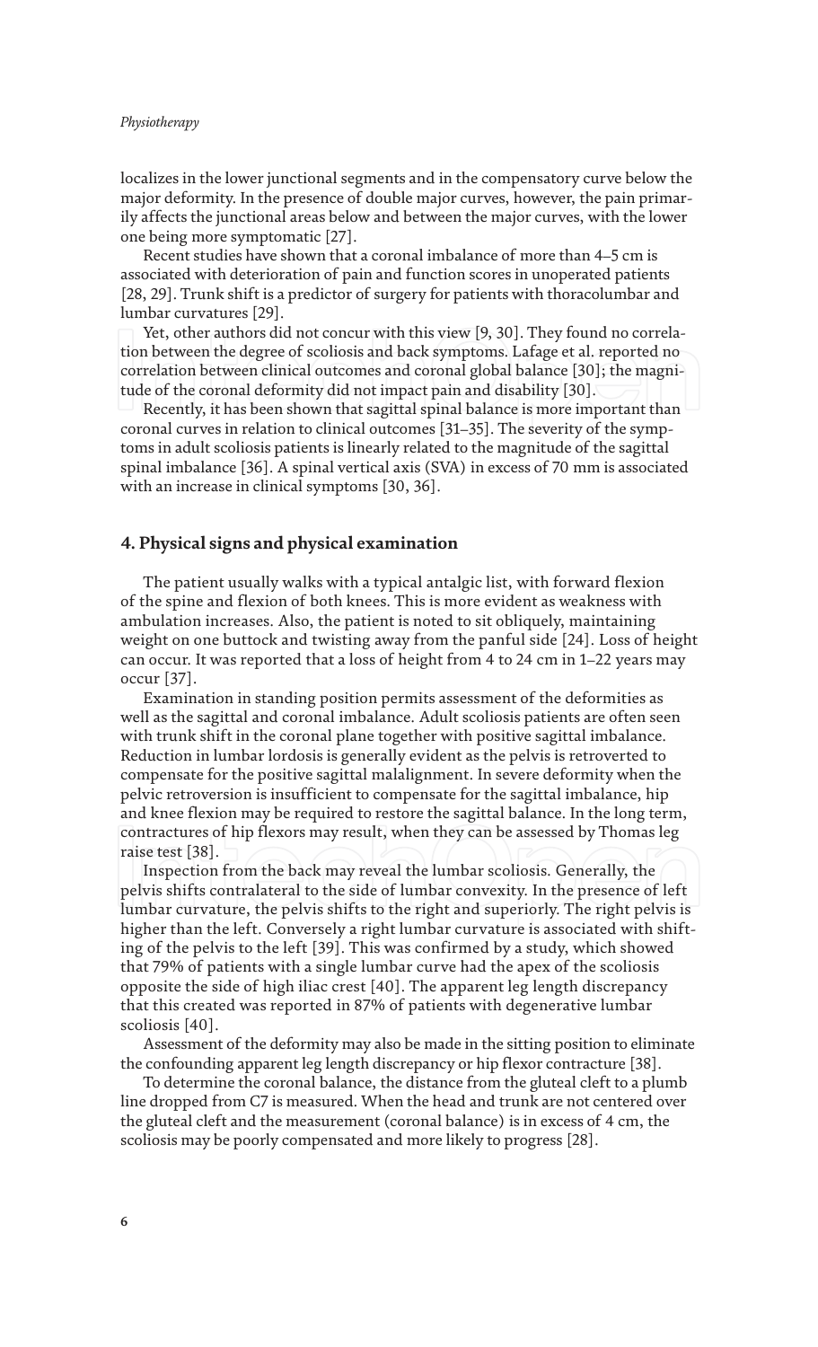localizes in the lower junctional segments and in the compensatory curve below the major deformity. In the presence of double major curves, however, the pain primarily affects the junctional areas below and between the major curves, with the lower one being more symptomatic [27].

Recent studies have shown that a coronal imbalance of more than 4–5 cm is associated with deterioration of pain and function scores in unoperated patients [28, 29]. Trunk shift is a predictor of surgery for patients with thoracolumbar and lumbar curvatures [29].

Yet, other authors did not concur with this view [9, 30]. They found no correlation between the degree of scoliosis and back symptoms. Lafage et al. reported no correlation between clinical outcomes and coronal global balance [30]; the magnitude of the coronal deformity did not impact pain and disability [30].

Recently, it has been shown that sagittal spinal balance is more important than coronal curves in relation to clinical outcomes [31–35]. The severity of the symptoms in adult scoliosis patients is linearly related to the magnitude of the sagittal spinal imbalance [36]. A spinal vertical axis (SVA) in excess of 70 mm is associated with an increase in clinical symptoms [30, 36].

## 4. Physical signs and physical examination

The patient usually walks with a typical antalgic list, with forward flexion of the spine and flexion of both knees. This is more evident as weakness with ambulation increases. Also, the patient is noted to sit obliquely, maintaining weight on one buttock and twisting away from the panful side [24]. Loss of height can occur. It was reported that a loss of height from 4 to 24 cm in 1–22 years may occur [37].

Examination in standing position permits assessment of the deformities as well as the sagittal and coronal imbalance. Adult scoliosis patients are often seen with trunk shift in the coronal plane together with positive sagittal imbalance. Reduction in lumbar lordosis is generally evident as the pelvis is retroverted to compensate for the positive sagittal malalignment. In severe deformity when the pelvic retroversion is insufficient to compensate for the sagittal imbalance, hip and knee flexion may be required to restore the sagittal balance. In the long term, contractures of hip flexors may result, when they can be assessed by Thomas leg raise test [38].

Inspection from the back may reveal the lumbar scoliosis. Generally, the pelvis shifts contralateral to the side of lumbar convexity. In the presence of left lumbar curvature, the pelvis shifts to the right and superiorly. The right pelvis is higher than the left. Conversely a right lumbar curvature is associated with shifting of the pelvis to the left [39]. This was confirmed by a study, which showed that 79% of patients with a single lumbar curve had the apex of the scoliosis opposite the side of high iliac crest [40]. The apparent leg length discrepancy that this created was reported in 87% of patients with degenerative lumbar scoliosis [40].

Assessment of the deformity may also be made in the sitting position to eliminate the confounding apparent leg length discrepancy or hip flexor contracture [38].

To determine the coronal balance, the distance from the gluteal cleft to a plumb line dropped from C7 is measured. When the head and trunk are not centered over the gluteal cleft and the measurement (coronal balance) is in excess of 4 cm, the scoliosis may be poorly compensated and more likely to progress [28].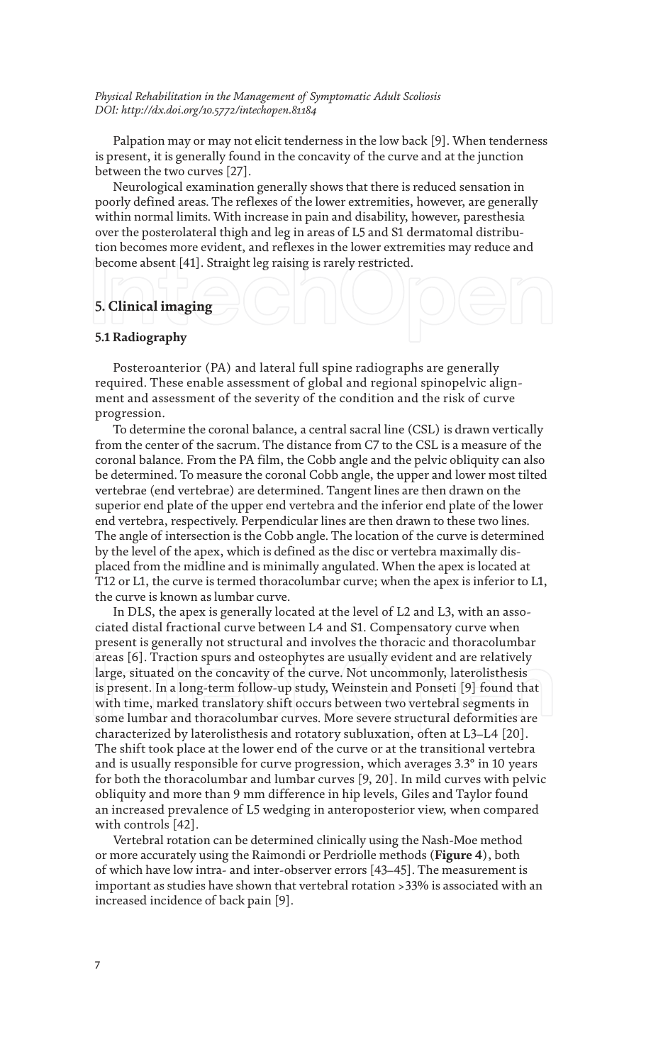Palpation may or may not elicit tenderness in the low back [9]. When tenderness is present, it is generally found in the concavity of the curve and at the junction between the two curves [27].

Neurological examination generally shows that there is reduced sensation in poorly defined areas. The reflexes of the lower extremities, however, are generally within normal limits. With increase in pain and disability, however, paresthesia over the posterolateral thigh and leg in areas of L5 and S1 dermatomal distribution becomes more evident, and reflexes in the lower extremities may reduce and become absent [41]. Straight leg raising is rarely restricted.

## 5. Clinical imaging

### 5.1 Radiography

Posteroanterior (PA) and lateral full spine radiographs are generally required. These enable assessment of global and regional spinopelvic alignment and assessment of the severity of the condition and the risk of curve progression.

To determine the coronal balance, a central sacral line (CSL) is drawn vertically from the center of the sacrum. The distance from C7 to the CSL is a measure of the coronal balance. From the PA film, the Cobb angle and the pelvic obliquity can also be determined. To measure the coronal Cobb angle, the upper and lower most tilted vertebrae (end vertebrae) are determined. Tangent lines are then drawn on the superior end plate of the upper end vertebra and the inferior end plate of the lower end vertebra, respectively. Perpendicular lines are then drawn to these two lines. The angle of intersection is the Cobb angle. The location of the curve is determined by the level of the apex, which is defined as the disc or vertebra maximally displaced from the midline and is minimally angulated. When the apex is located at T12 or L1, the curve is termed thoracolumbar curve; when the apex is inferior to L1, the curve is known as lumbar curve.

In DLS, the apex is generally located at the level of L2 and L3, with an associated distal fractional curve between L4 and S1. Compensatory curve when present is generally not structural and involves the thoracic and thoracolumbar areas [6]. Traction spurs and osteophytes are usually evident and are relatively large, situated on the concavity of the curve. Not uncommonly, laterolisthesis is present. In a long-term follow-up study, Weinstein and Ponseti [9] found that with time, marked translatory shift occurs between two vertebral segments in some lumbar and thoracolumbar curves. More severe structural deformities are characterized by laterolisthesis and rotatory subluxation, often at L3–L4 [20]. The shift took place at the lower end of the curve or at the transitional vertebra and is usually responsible for curve progression, which averages 3.3° in 10 years for both the thoracolumbar and lumbar curves [9, 20]. In mild curves with pelvic obliquity and more than 9 mm difference in hip levels, Giles and Taylor found an increased prevalence of L5 wedging in anteroposterior view, when compared with controls [42].

Vertebral rotation can be determined clinically using the Nash-Moe method or more accurately using the Raimondi or Perdriolle methods (**Figure 4**), both of which have low intra- and inter-observer errors [43–45]. The measurement is important as studies have shown that vertebral rotation >33% is associated with an increased incidence of back pain [9].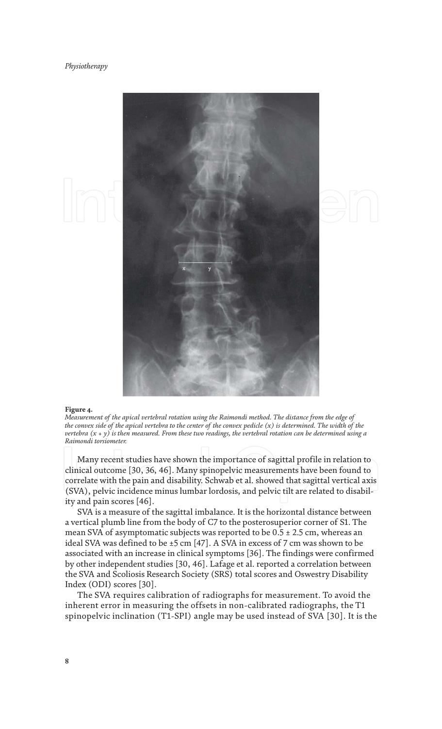**Figure 4.**

*Measurement of the apical vertebral rotation using the Raimondi method. The distance from the edge of the convex side of the apical vertebra to the center of the convex pedicle (x) is determined. The width of the vertebra (x + y) is then measured. From these two readings, the vertebral rotation can be determined using a Raimondi torsiometer.*

Many recent studies have shown the importance of sagittal profile in relation to clinical outcome [30, 36, 46]. Many spinopelvic measurements have been found to correlate with the pain and disability. Schwab et al. showed that sagittal vertical axis (SVA), pelvic incidence minus lumbar lordosis, and pelvic tilt are related to disability and pain scores [46].

SVA is a measure of the sagittal imbalance. It is the horizontal distance between a vertical plumb line from the body of C7 to the posterosuperior corner of S1. The mean SVA of asymptomatic subjects was reported to be 0.5 ± 2.5 cm, whereas an ideal SVA was defined to be ±5 cm [47]. A SVA in excess of 7 cm was shown to be associated with an increase in clinical symptoms [36]. The findings were confirmed by other independent studies [30, 46]. Lafage et al. reported a correlation between the SVA and Scoliosis Research Society (SRS) total scores and Oswestry Disability Index (ODI) scores [30].

The SVA requires calibration of radiographs for measurement. To avoid the inherent error in measuring the offsets in non-calibrated radiographs, the T1 spinopelvic inclination (T1-SPI) angle may be used instead of SVA [30]. It is the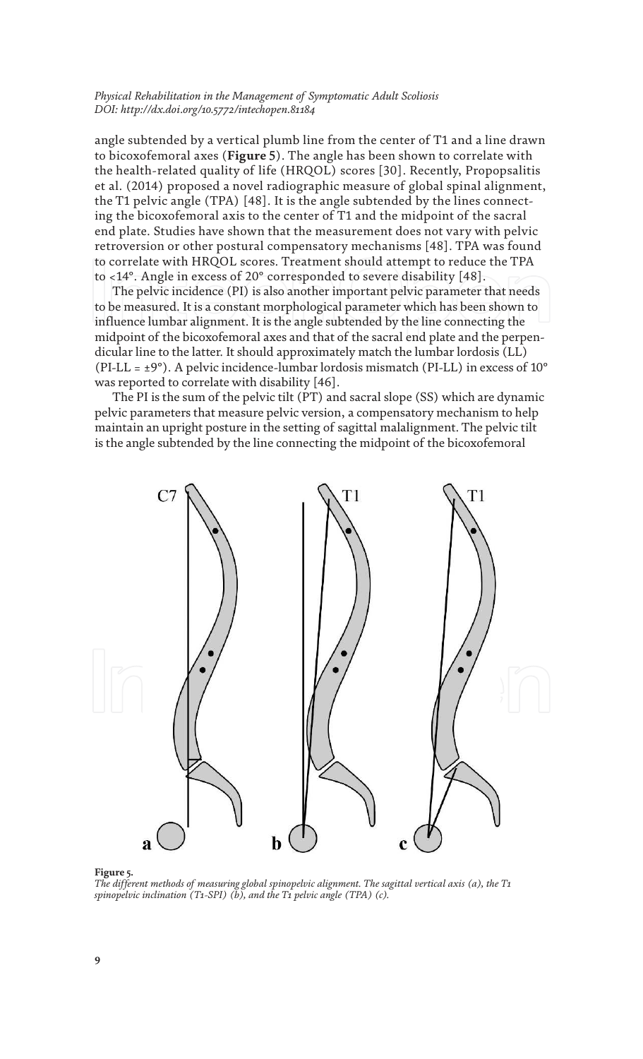angle subtended by a vertical plumb line from the center of T1 and a line drawn to bicoxofemoral axes (**Figure 5**). The angle has been shown to correlate with the health-related quality of life (HRQOL) scores [30]. Recently, Propopsalitis et al. (2014) proposed a novel radiographic measure of global spinal alignment, the T1 pelvic angle (TPA) [48]. It is the angle subtended by the lines connecting the bicoxofemoral axis to the center of T1 and the midpoint of the sacral end plate. Studies have shown that the measurement does not vary with pelvic retroversion or other postural compensatory mechanisms [48]. TPA was found to correlate with HRQOL scores. Treatment should attempt to reduce the TPA to <14°. Angle in excess of 20° corresponded to severe disability [48].

The pelvic incidence (PI) is also another important pelvic parameter that needs to be measured. It is a constant morphological parameter which has been shown to influence lumbar alignment. It is the angle subtended by the line connecting the midpoint of the bicoxofemoral axes and that of the sacral end plate and the perpendicular line to the latter. It should approximately match the lumbar lordosis (LL) (PI-LL = ±9°). A pelvic incidence-lumbar lordosis mismatch (PI-LL) in excess of 10° was reported to correlate with disability [46].

The PI is the sum of the pelvic tilt (PT) and sacral slope (SS) which are dynamic pelvic parameters that measure pelvic version, a compensatory mechanism to help maintain an upright posture in the setting of sagittal malalignment. The pelvic tilt is the angle subtended by the line connecting the midpoint of the bicoxofemoral

**Figure 5.**
*The different methods of measuring global spinopelvic alignment. The sagittal vertical axis (a), the T1 spinopelvic inclination (T1-SPI) (b), and the T1 pelvic angle (TPA) (c).*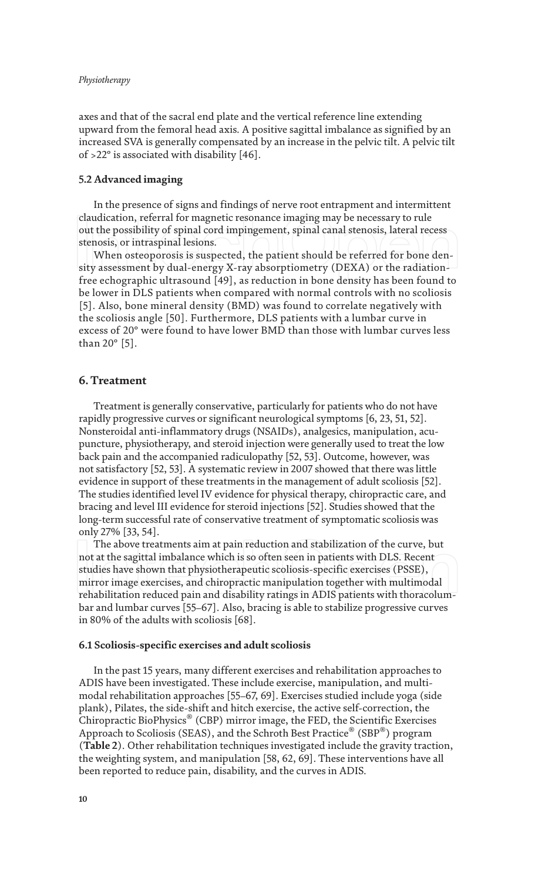axes and that of the sacral end plate and the vertical reference line extending upward from the femoral head axis. A positive sagittal imbalance as signified by an increased SVA is generally compensated by an increase in the pelvic tilt. A pelvic tilt of >22° is associated with disability [46].

### 5.2 Advanced imaging

In the presence of signs and findings of nerve root entrapment and intermittent claudication, referral for magnetic resonance imaging may be necessary to rule out the possibility of spinal cord impingement, spinal canal stenosis, lateral recess stenosis, or intraspinal lesions.

When osteoporosis is suspected, the patient should be referred for bone density assessment by dual-energy X-ray absorptiometry (DEXA) or the radiation-free echographic ultrasound [49], as reduction in bone density has been found to be lower in DLS patients when compared with normal controls with no scoliosis [5]. Also, bone mineral density (BMD) was found to correlate negatively with the scoliosis angle [50]. Furthermore, DLS patients with a lumbar curve in excess of 20° were found to have lower BMD than those with lumbar curves less than 20° [5].

## 6. Treatment

Treatment is generally conservative, particularly for patients who do not have rapidly progressive curves or significant neurological symptoms [6, 23, 51, 52]. Nonsteroidal anti-inflammatory drugs (NSAIDs), analgesics, manipulation, acupuncture, physiotherapy, and steroid injection were generally used to treat the low back pain and the accompanied radiculopathy [52, 53]. Outcome, however, was not satisfactory [52, 53]. A systematic review in 2007 showed that there was little evidence in support of these treatments in the management of adult scoliosis [52]. The studies identified level IV evidence for physical therapy, chiropractic care, and bracing and level III evidence for steroid injections [52]. Studies showed that the long-term successful rate of conservative treatment of symptomatic scoliosis was only 27% [33, 54].

The above treatments aim at pain reduction and stabilization of the curve, but not at the sagittal imbalance which is so often seen in patients with DLS. Recent studies have shown that physiotherapeutic scoliosis-specific exercises (PSSE), mirror image exercises, and chiropractic manipulation together with multimodal rehabilitation reduced pain and disability ratings in ADIS patients with thoracolumbar and lumbar curves [55–67]. Also, bracing is able to stabilize progressive curves in 80% of the adults with scoliosis [68].

### 6.1 Scoliosis-specific exercises and adult scoliosis

In the past 15 years, many different exercises and rehabilitation approaches to ADIS have been investigated. These include exercise, manipulation, and multimodal rehabilitation approaches [55–67, 69]. Exercises studied include yoga (side plank), Pilates, the side-shift and hitch exercise, the active self-correction, the Chiropractic BioPhysics® (CBP) mirror image, the FED, the Scientific Exercises Approach to Scoliosis (SEAS), and the Schroth Best Practice® (SBP®) program (**Table 2**). Other rehabilitation techniques investigated include the gravity traction, the weighting system, and manipulation [58, 62, 69]. These interventions have all been reported to reduce pain, disability, and the curves in ADIS.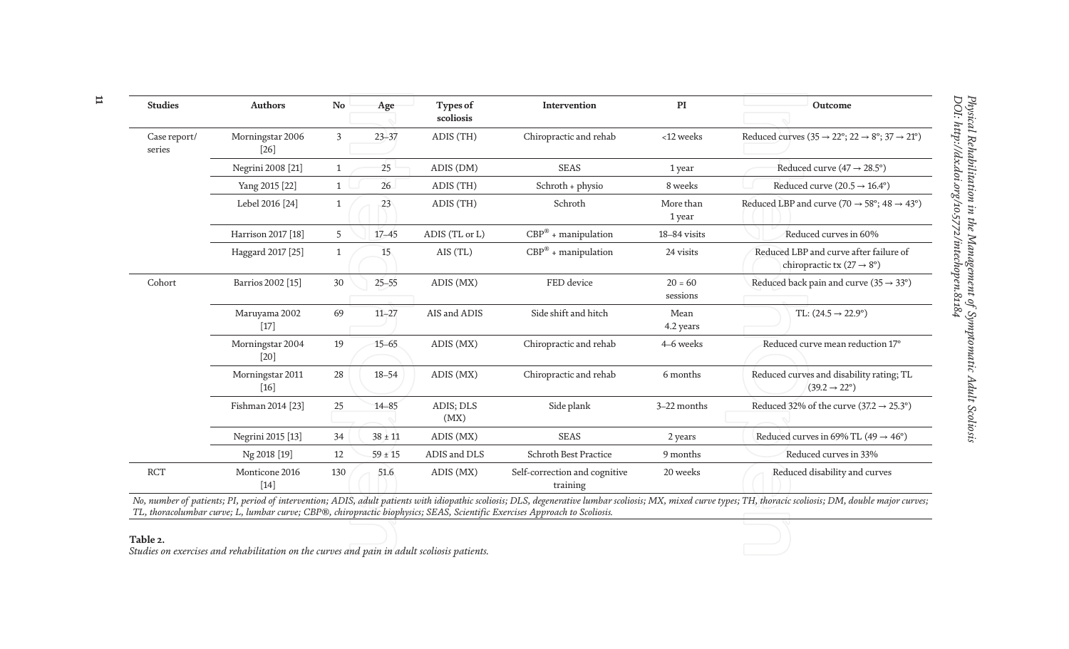| Studies | Authors | No | Age | Types of scoliosis | Intervention | PI | Outcome |
|---|---|---|---|---|---|---|---|
| Case report/ series | Morningstar 2006 [26] | 3 | 23–37 | ADIS (TH) | Chiropractic and rehab | <12 weeks | Reduced curves (35 → 22°; 22 → 8°; 37 → 21°) |
| | Negrini 2008 [21] | 1 | 25 | ADIS (DM) | SEAS | 1 year | Reduced curve (47 → 28.5°) |
| | Yang 2015 [22] | 1 | 26 | ADIS (TH) | Schroth + physio | 8 weeks | Reduced curve (20.5 → 16.4°) |
| | Lebel 2016 [24] | 1 | 23 | ADIS (TH) | Schroth | More than 1 year | Reduced LBP and curve (70 → 58°; 48 → 43°) |
| | Harrison 2017 [18] | 5 | 17–45 | ADIS (TL or L) | CBP® + manipulation | 18–84 visits | Reduced curves in 60% |
| | Haggard 2017 [25] | 1 | 15 | AIS (TL) | CBP® + manipulation | 24 visits | Reduced LBP and curve after failure of chiropractic tx (27 → 8°) |
| Cohort | Barrios 2002 [15] | 30 | 25–55 | ADIS (MX) | FED device | 20 = 60 sessions | Reduced back pain and curve (35 → 33°) |
| | Maruyama 2002 [17] | 69 | 11–27 | AIS and ADIS | Side shift and hitch | Mean 4.2 years | TL: (24.5 → 22.9°) |
| | Morningstar 2004 [20] | 19 | 15–65 | ADIS (MX) | Chiropractic and rehab | 4–6 weeks | Reduced curve mean reduction 17° |
| | Morningstar 2011 [16] | 28 | 18–54 | ADIS (MX) | Chiropractic and rehab | 6 months | Reduced curves and disability rating; TL (39.2 → 22°) |
| | Fishman 2014 [23] | 25 | 14–85 | ADIS; DLS (MX) | Side plank | 3–22 months | Reduced 32% of the curve (37.2 → 25.3°) |
| | Negrini 2015 [13] | 34 | 38 ± 11 | ADIS (MX) | SEAS | 2 years | Reduced curves in 69% TL (49 → 46°) |
| | Ng 2018 [19] | 12 | 59 ± 15 | ADIS and DLS | Schroth Best Practice | 9 months | Reduced curves in 33% |
| RCT | Monticone 2016 [14] | 130 | 51.6 | ADIS (MX) | Self-correction and cognitive training | 20 weeks | Reduced disability and curves |

*No, number of patients; PI, period of intervention; ADIS, adult patients with idiopathic scoliosis; DLS, degenerative lumbar scoliosis; MX, mixed curve types; TH, thoracic scoliosis; DM, double major curves; TL, thoracolumbar curve; L, lumbar curve; CBP®, chiropractic biophysics; SEAS, Scientific Exercises Approach to Scoliosis.*

**Table 2.**
*Studies on exercises and rehabilitation on the curves and pain in adult scoliosis patients.*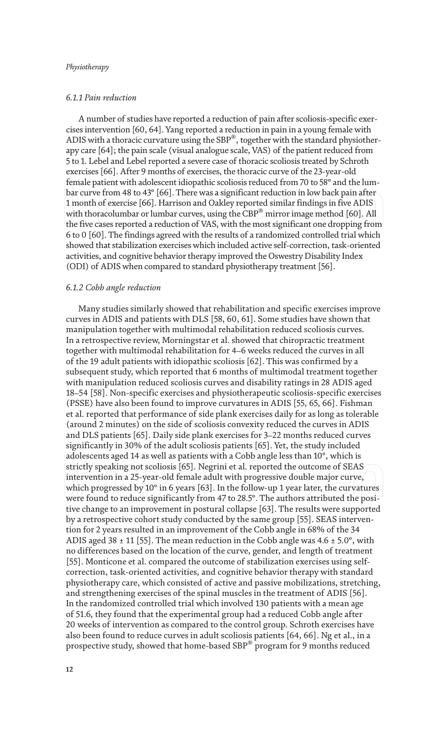#### 6.1.1 Pain reduction

A number of studies have reported a reduction of pain after scoliosis-specific exercises intervention [60, 64]. Yang reported a reduction in pain in a young female with ADIS with a thoracic curvature using the SBP®, together with the standard physiotherapy care [64]; the pain scale (visual analogue scale, VAS) of the patient reduced from 5 to 1. Lebel and Lebel reported a severe case of thoracic scoliosis treated by Schroth exercises [66]. After 9 months of exercises, the thoracic curve of the 23-year-old female patient with adolescent idiopathic scoliosis reduced from 70 to 58° and the lumbar curve from 48 to 43° [66]. There was a significant reduction in low back pain after 1 month of exercise [66]. Harrison and Oakley reported similar findings in five ADIS with thoracolumbar or lumbar curves, using the CBP® mirror image method [60]. All the five cases reported a reduction of VAS, with the most significant one dropping from 6 to 0 [60]. The findings agreed with the results of a randomized controlled trial which showed that stabilization exercises which included active self-correction, task-oriented activities, and cognitive behavior therapy improved the Oswestry Disability Index (ODI) of ADIS when compared to standard physiotherapy treatment [56].

#### 6.1.2 Cobb angle reduction

Many studies similarly showed that rehabilitation and specific exercises improve curves in ADIS and patients with DLS [58, 60, 61]. Some studies have shown that manipulation together with multimodal rehabilitation reduced scoliosis curves. In a retrospective review, Morningstar et al. showed that chiropractic treatment together with multimodal rehabilitation for 4–6 weeks reduced the curves in all of the 19 adult patients with idiopathic scoliosis [62]. This was confirmed by a subsequent study, which reported that 6 months of multimodal treatment together with manipulation reduced scoliosis curves and disability ratings in 28 ADIS aged 18–54 [58]. Non-specific exercises and physiotherapeutic scoliosis-specific exercises (PSSE) have also been found to improve curvatures in ADIS [55, 65, 66]. Fishman et al. reported that performance of side plank exercises daily for as long as tolerable (around 2 minutes) on the side of scoliosis convexity reduced the curves in ADIS and DLS patients [65]. Daily side plank exercises for 3–22 months reduced curves significantly in 30% of the adult scoliosis patients [65]. Yet, the study included adolescents aged 14 as well as patients with a Cobb angle less than 10°, which is strictly speaking not scoliosis [65]. Negrini et al. reported the outcome of SEAS intervention in a 25-year-old female adult with progressive double major curve, which progressed by 10° in 6 years [63]. In the follow-up 1 year later, the curvatures were found to reduce significantly from 47 to 28.5°. The authors attributed the positive change to an improvement in postural collapse [63]. The results were supported by a retrospective cohort study conducted by the same group [55]. SEAS intervention for 2 years resulted in an improvement of the Cobb angle in 68% of the 34 ADIS aged 38 ± 11 [55]. The mean reduction in the Cobb angle was 4.6 ± 5.0°, with no differences based on the location of the curve, gender, and length of treatment [55]. Monticone et al. compared the outcome of stabilization exercises using self-correction, task-oriented activities, and cognitive behavior therapy with standard physiotherapy care, which consisted of active and passive mobilizations, stretching, and strengthening exercises of the spinal muscles in the treatment of ADIS [56]. In the randomized controlled trial which involved 130 patients with a mean age of 51.6, they found that the experimental group had a reduced Cobb angle after 20 weeks of intervention as compared to the control group. Schroth exercises have also been found to reduce curves in adult scoliosis patients [64, 66]. Ng et al., in a prospective study, showed that home-based SBP® program for 9 months reduced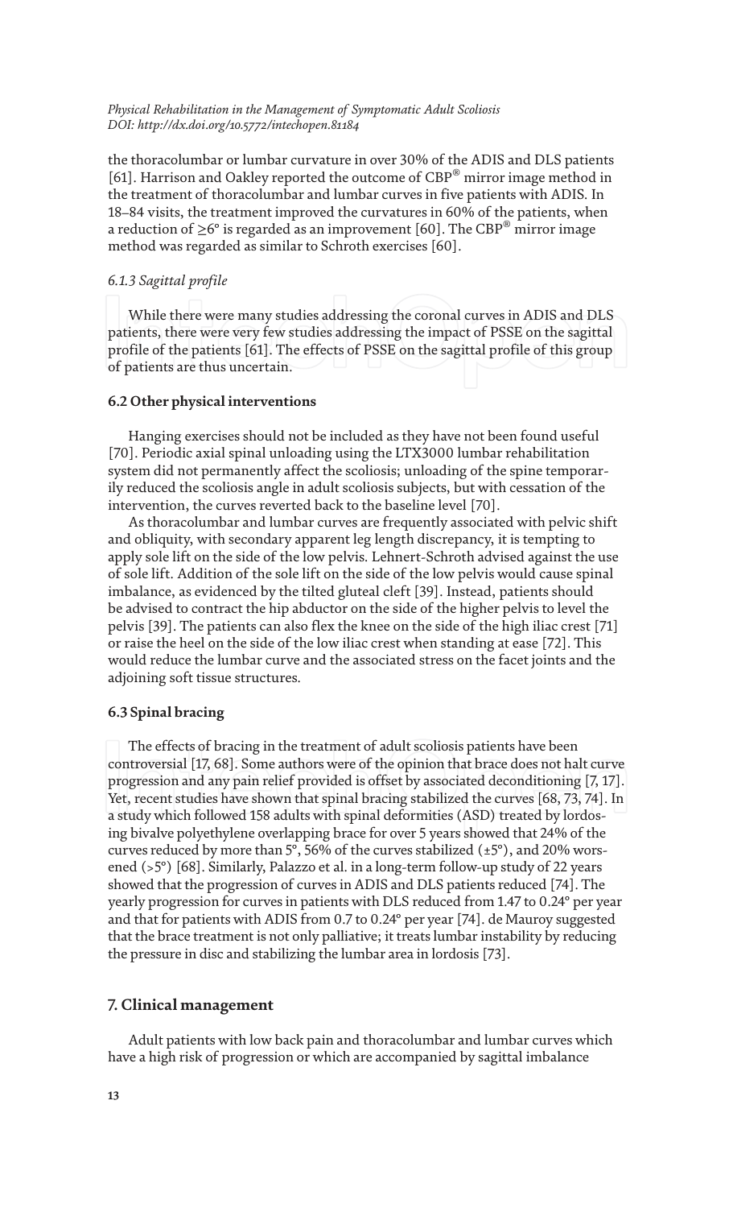the thoracolumbar or lumbar curvature in over 30% of the ADIS and DLS patients [61]. Harrison and Oakley reported the outcome of CBP® mirror image method in the treatment of thoracolumbar and lumbar curves in five patients with ADIS. In 18–84 visits, the treatment improved the curvatures in 60% of the patients, when a reduction of ≥6° is regarded as an improvement [60]. The CBP® mirror image method was regarded as similar to Schroth exercises [60].

#### *6.1.3 Sagittal profile*

While there were many studies addressing the coronal curves in ADIS and DLS patients, there were very few studies addressing the impact of PSSE on the sagittal profile of the patients [61]. The effects of PSSE on the sagittal profile of this group of patients are thus uncertain.

### 6.2 Other physical interventions

Hanging exercises should not be included as they have not been found useful [70]. Periodic axial spinal unloading using the LTX3000 lumbar rehabilitation system did not permanently affect the scoliosis; unloading of the spine temporarily reduced the scoliosis angle in adult scoliosis subjects, but with cessation of the intervention, the curves reverted back to the baseline level [70].

As thoracolumbar and lumbar curves are frequently associated with pelvic shift and obliquity, with secondary apparent leg length discrepancy, it is tempting to apply sole lift on the side of the low pelvis. Lehnert-Schroth advised against the use of sole lift. Addition of the sole lift on the side of the low pelvis would cause spinal imbalance, as evidenced by the tilted gluteal cleft [39]. Instead, patients should be advised to contract the hip abductor on the side of the higher pelvis to level the pelvis [39]. The patients can also flex the knee on the side of the high iliac crest [71] or raise the heel on the side of the low iliac crest when standing at ease [72]. This would reduce the lumbar curve and the associated stress on the facet joints and the adjoining soft tissue structures.

### 6.3 Spinal bracing

The effects of bracing in the treatment of adult scoliosis patients have been controversial [17, 68]. Some authors were of the opinion that brace does not halt curve progression and any pain relief provided is offset by associated deconditioning [7, 17]. Yet, recent studies have shown that spinal bracing stabilized the curves [68, 73, 74]. In a study which followed 158 adults with spinal deformities (ASD) treated by lordosing bivalve polyethylene overlapping brace for over 5 years showed that 24% of the curves reduced by more than 5°, 56% of the curves stabilized (±5°), and 20% worsened (>5°) [68]. Similarly, Palazzo et al. in a long-term follow-up study of 22 years showed that the progression of curves in ADIS and DLS patients reduced [74]. The yearly progression for curves in patients with DLS reduced from 1.47 to 0.24° per year and that for patients with ADIS from 0.7 to 0.24° per year [74]. de Mauroy suggested that the brace treatment is not only palliative; it treats lumbar instability by reducing the pressure in disc and stabilizing the lumbar area in lordosis [73].

## 7. Clinical management

Adult patients with low back pain and thoracolumbar and lumbar curves which have a high risk of progression or which are accompanied by sagittal imbalance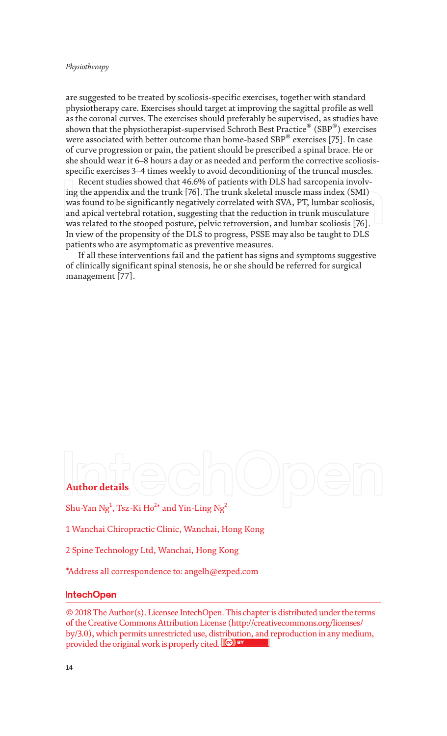are suggested to be treated by scoliosis-specific exercises, together with standard physiotherapy care. Exercises should target at improving the sagittal profile as well as the coronal curves. The exercises should preferably be supervised, as studies have shown that the physiotherapist-supervised Schroth Best Practice® (SBP®) exercises were associated with better outcome than home-based SBP® exercises [75]. In case of curve progression or pain, the patient should be prescribed a spinal brace. He or she should wear it 6–8 hours a day or as needed and perform the corrective scoliosis-specific exercises 3–4 times weekly to avoid deconditioning of the truncal muscles.

Recent studies showed that 46.6% of patients with DLS had sarcopenia involving the appendix and the trunk [76]. The trunk skeletal muscle mass index (SMI) was found to be significantly negatively correlated with SVA, PT, lumbar scoliosis, and apical vertebral rotation, suggesting that the reduction in trunk musculature was related to the stooped posture, pelvic retroversion, and lumbar scoliosis [76]. In view of the propensity of the DLS to progress, PSSE may also be taught to DLS patients who are asymptomatic as preventive measures.

If all these interventions fail and the patient has signs and symptoms suggestive of clinically significant spinal stenosis, he or she should be referred for surgical management [77].

## Author details

Shu-Yan Ng[1], Tsz-Ki Ho[2]* and Yin-Ling Ng[2]

1 Wanchai Chiropractic Clinic, Wanchai, Hong Kong

2 Spine Technology Ltd, Wanchai, Hong Kong

*Address all correspondence to: angelh@ezped.com

© 2018 The Author(s). Licensee IntechOpen. This chapter is distributed under the terms of the Creative Commons Attribution License (http://creativecommons.org/licenses/by/3.0), which permits unrestricted use, distribution, and reproduction in any medium, provided the original work is properly cited.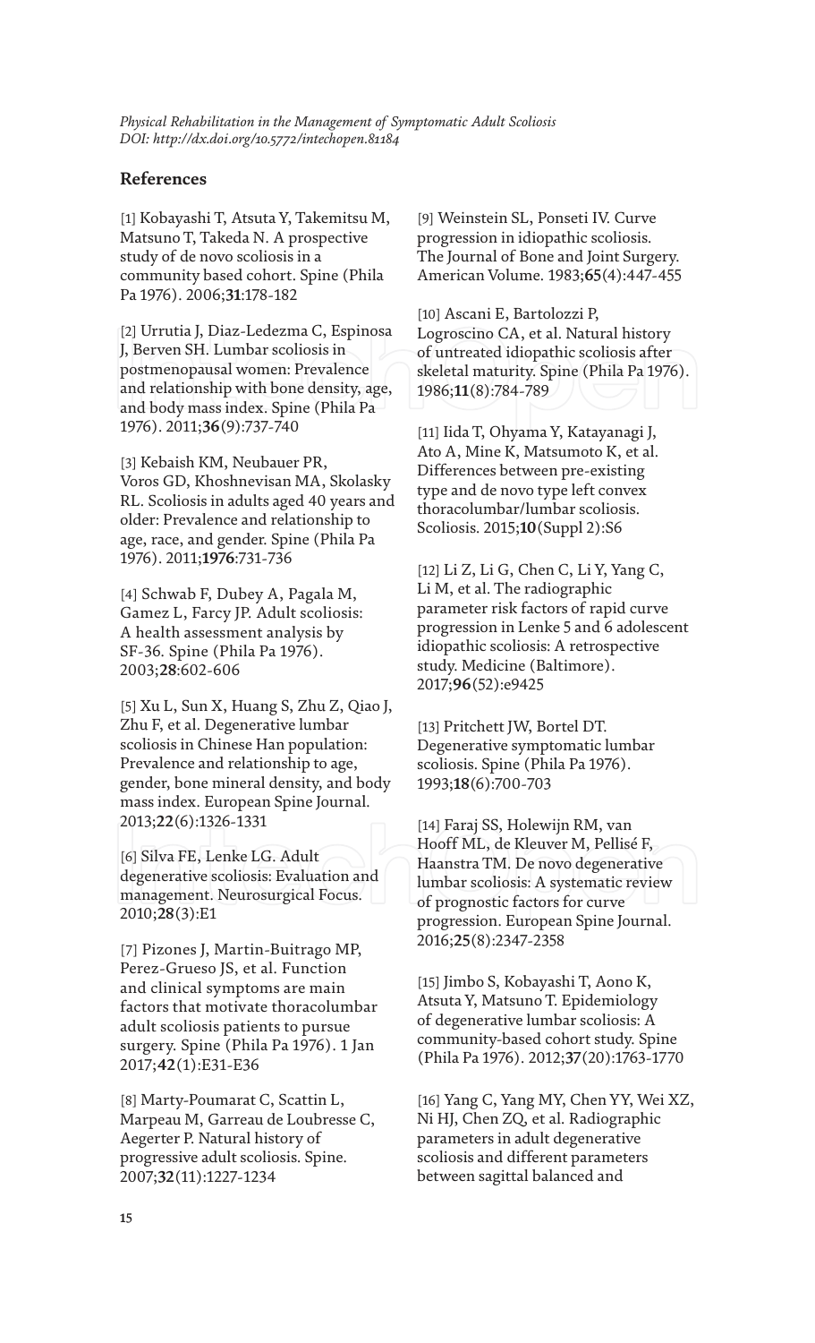## References

[1] Kobayashi T, Atsuta Y, Takemitsu M, Matsuno T, Takeda N. A prospective study of de novo scoliosis in a community based cohort. Spine (Phila Pa 1976). 2006;**31**:178-182

[2] Urrutia J, Diaz-Ledezma C, Espinosa J, Berven SH. Lumbar scoliosis in postmenopausal women: Prevalence and relationship with bone density, age, and body mass index. Spine (Phila Pa 1976). 2011;**36**(9):737-740

[3] Kebaish KM, Neubauer PR, Voros GD, Khoshnevisan MA, Skolasky RL. Scoliosis in adults aged 40 years and older: Prevalence and relationship to age, race, and gender. Spine (Phila Pa 1976). 2011;**1976**:731-736

[4] Schwab F, Dubey A, Pagala M, Gamez L, Farcy JP. Adult scoliosis: A health assessment analysis by SF-36. Spine (Phila Pa 1976). 2003;**28**:602-606

[5] Xu L, Sun X, Huang S, Zhu Z, Qiao J, Zhu F, et al. Degenerative lumbar scoliosis in Chinese Han population: Prevalence and relationship to age, gender, bone mineral density, and body mass index. European Spine Journal. 2013;**22**(6):1326-1331

[6] Silva FE, Lenke LG. Adult degenerative scoliosis: Evaluation and management. Neurosurgical Focus. 2010;**28**(3):E1

[7] Pizones J, Martin-Buitrago MP, Perez-Grueso JS, et al. Function and clinical symptoms are main factors that motivate thoracolumbar adult scoliosis patients to pursue surgery. Spine (Phila Pa 1976). 1 Jan 2017;**42**(1):E31-E36

[8] Marty-Poumarat C, Scattin L, Marpeau M, Garreau de Loubresse C, Aegerter P. Natural history of progressive adult scoliosis. Spine. 2007;**32**(11):1227-1234

[9] Weinstein SL, Ponseti IV. Curve progression in idiopathic scoliosis. The Journal of Bone and Joint Surgery. American Volume. 1983;**65**(4):447-455

[10] Ascani E, Bartolozzi P, Logroscino CA, et al. Natural history of untreated idiopathic scoliosis after skeletal maturity. Spine (Phila Pa 1976). 1986;**11**(8):784-789

[11] Iida T, Ohyama Y, Katayanagi J, Ato A, Mine K, Matsumoto K, et al. Differences between pre-existing type and de novo type left convex thoracolumbar/lumbar scoliosis. Scoliosis. 2015;**10**(Suppl 2):S6

[12] Li Z, Li G, Chen C, Li Y, Yang C, Li M, et al. The radiographic parameter risk factors of rapid curve progression in Lenke 5 and 6 adolescent idiopathic scoliosis: A retrospective study. Medicine (Baltimore). 2017;**96**(52):e9425

[13] Pritchett JW, Bortel DT. Degenerative symptomatic lumbar scoliosis. Spine (Phila Pa 1976). 1993;**18**(6):700-703

[14] Faraj SS, Holewijn RM, van Hooff ML, de Kleuver M, Pellisé F, Haanstra TM. De novo degenerative lumbar scoliosis: A systematic review of prognostic factors for curve progression. European Spine Journal. 2016;**25**(8):2347-2358

[15] Jimbo S, Kobayashi T, Aono K, Atsuta Y, Matsuno T. Epidemiology of degenerative lumbar scoliosis: A community-based cohort study. Spine (Phila Pa 1976). 2012;**37**(20):1763-1770

[16] Yang C, Yang MY, Chen YY, Wei XZ, Ni HJ, Chen ZQ, et al. Radiographic parameters in adult degenerative scoliosis and different parameters between sagittal balanced and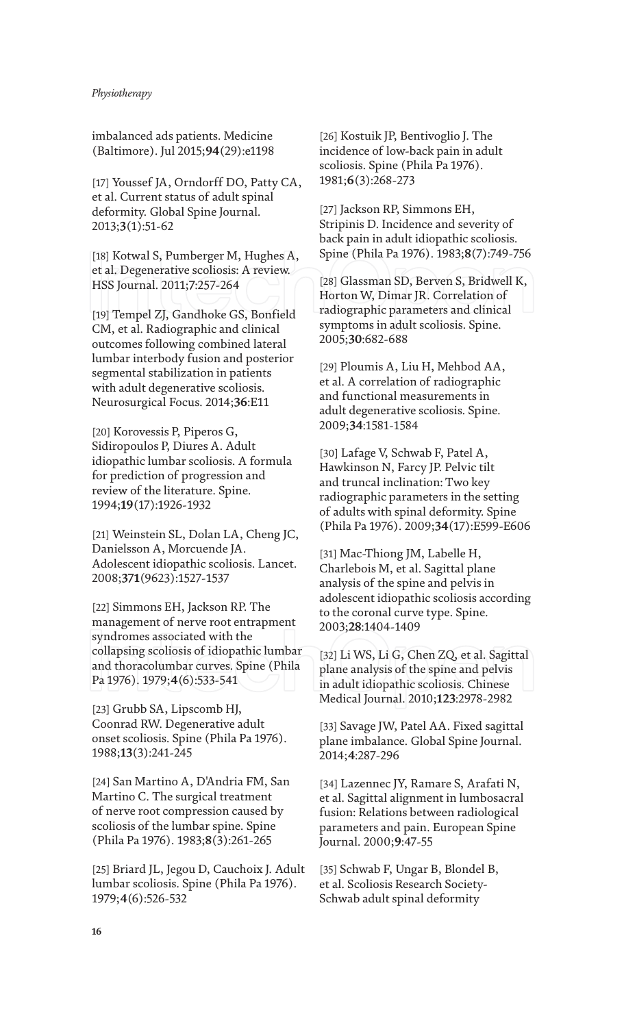imbalanced ads patients. Medicine (Baltimore). Jul 2015;**94**(29):e1198

[17] Youssef JA, Orndorff DO, Patty CA, et al. Current status of adult spinal deformity. Global Spine Journal. 2013;**3**(1):51-62

[18] Kotwal S, Pumberger M, Hughes A, et al. Degenerative scoliosis: A review. HSS Journal. 2011;**7**:257-264

[19] Tempel ZJ, Gandhoke GS, Bonfield CM, et al. Radiographic and clinical outcomes following combined lateral lumbar interbody fusion and posterior segmental stabilization in patients with adult degenerative scoliosis. Neurosurgical Focus. 2014;**36**:E11

[20] Korovessis P, Piperos G, Sidiropoulos P, Diures A. Adult idiopathic lumbar scoliosis. A formula for prediction of progression and review of the literature. Spine. 1994;**19**(17):1926-1932

[21] Weinstein SL, Dolan LA, Cheng JC, Danielsson A, Morcuende JA. Adolescent idiopathic scoliosis. Lancet. 2008;**371**(9623):1527-1537

[22] Simmons EH, Jackson RP. The management of nerve root entrapment syndromes associated with the collapsing scoliosis of idiopathic lumbar and thoracolumbar curves. Spine (Phila Pa 1976). 1979;**4**(6):533-541

[23] Grubb SA, Lipscomb HJ, Coonrad RW. Degenerative adult onset scoliosis. Spine (Phila Pa 1976). 1988;**13**(3):241-245

[24] San Martino A, D'Andria FM, San Martino C. The surgical treatment of nerve root compression caused by scoliosis of the lumbar spine. Spine (Phila Pa 1976). 1983;**8**(3):261-265

[25] Briard JL, Jegou D, Cauchoix J. Adult lumbar scoliosis. Spine (Phila Pa 1976). 1979;**4**(6):526-532

[26] Kostuik JP, Bentivoglio J. The incidence of low-back pain in adult scoliosis. Spine (Phila Pa 1976). 1981;**6**(3):268-273

[27] Jackson RP, Simmons EH, Stripinis D. Incidence and severity of back pain in adult idiopathic scoliosis. Spine (Phila Pa 1976). 1983;**8**(7):749-756

[28] Glassman SD, Berven S, Bridwell K, Horton W, Dimar JR. Correlation of radiographic parameters and clinical symptoms in adult scoliosis. Spine. 2005;**30**:682-688

[29] Ploumis A, Liu H, Mehbod AA, et al. A correlation of radiographic and functional measurements in adult degenerative scoliosis. Spine. 2009;**34**:1581-1584

[30] Lafage V, Schwab F, Patel A, Hawkinson N, Farcy JP. Pelvic tilt and truncal inclination: Two key radiographic parameters in the setting of adults with spinal deformity. Spine (Phila Pa 1976). 2009;**34**(17):E599-E606

[31] Mac-Thiong JM, Labelle H, Charlebois M, et al. Sagittal plane analysis of the spine and pelvis in adolescent idiopathic scoliosis according to the coronal curve type. Spine. 2003;**28**:1404-1409

[32] Li WS, Li G, Chen ZQ, et al. Sagittal plane analysis of the spine and pelvis in adult idiopathic scoliosis. Chinese Medical Journal. 2010;**123**:2978-2982

[33] Savage JW, Patel AA. Fixed sagittal plane imbalance. Global Spine Journal. 2014;**4**:287-296

[34] Lazennec JY, Ramare S, Arafati N, et al. Sagittal alignment in lumbosacral fusion: Relations between radiological parameters and pain. European Spine Journal. 2000;**9**:47-55

[35] Schwab F, Ungar B, Blondel B, et al. Scoliosis Research Society-Schwab adult spinal deformity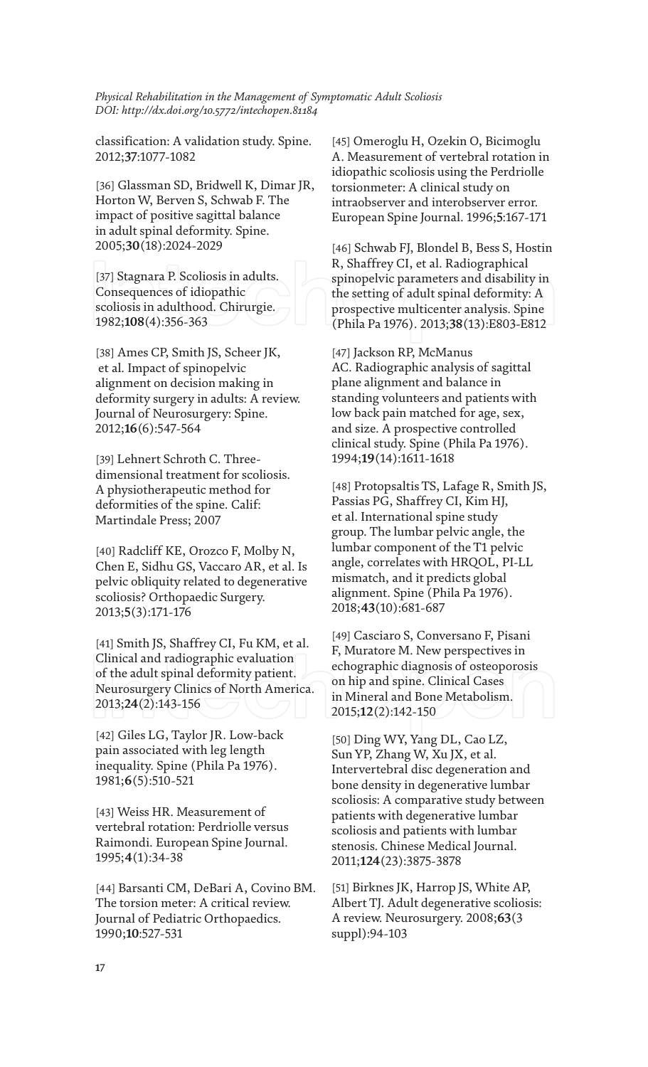classification: A validation study. Spine. 2012;**37**:1077-1082

[36] Glassman SD, Bridwell K, Dimar JR, Horton W, Berven S, Schwab F. The impact of positive sagittal balance in adult spinal deformity. Spine. 2005;**30**(18):2024-2029

[37] Stagnara P. Scoliosis in adults. Consequences of idiopathic scoliosis in adulthood. Chirurgie. 1982;**108**(4):356-363

[38] Ames CP, Smith JS, Scheer JK, et al. Impact of spinopelvic alignment on decision making in deformity surgery in adults: A review. Journal of Neurosurgery: Spine. 2012;**16**(6):547-564

[39] Lehnert Schroth C. Three-dimensional treatment for scoliosis. A physiotherapeutic method for deformities of the spine. Calif: Martindale Press; 2007

[40] Radcliff KE, Orozco F, Molby N, Chen E, Sidhu GS, Vaccaro AR, et al. Is pelvic obliquity related to degenerative scoliosis? Orthopaedic Surgery. 2013;**5**(3):171-176

[41] Smith JS, Shaffrey CI, Fu KM, et al. Clinical and radiographic evaluation of the adult spinal deformity patient. Neurosurgery Clinics of North America. 2013;**24**(2):143-156

[42] Giles LG, Taylor JR. Low-back pain associated with leg length inequality. Spine (Phila Pa 1976). 1981;**6**(5):510-521

[43] Weiss HR. Measurement of vertebral rotation: Perdriolle versus Raimondi. European Spine Journal. 1995;**4**(1):34-38

[44] Barsanti CM, DeBari A, Covino BM. The torsion meter: A critical review. Journal of Pediatric Orthopaedics. 1990;**10**:527-531

[45] Omeroglu H, Ozekin O, Bicimoglu A. Measurement of vertebral rotation in idiopathic scoliosis using the Perdriolle torsionmeter: A clinical study on intraobserver and interobserver error. European Spine Journal. 1996;**5**:167-171

[46] Schwab FJ, Blondel B, Bess S, Hostin R, Shaffrey CI, et al. Radiographical spinopelvic parameters and disability in the setting of adult spinal deformity: A prospective multicenter analysis. Spine (Phila Pa 1976). 2013;**38**(13):E803-E812

[47] Jackson RP, McManus AC. Radiographic analysis of sagittal plane alignment and balance in standing volunteers and patients with low back pain matched for age, sex, and size. A prospective controlled clinical study. Spine (Phila Pa 1976). 1994;**19**(14):1611-1618

[48] Protopsaltis TS, Lafage R, Smith JS, Passias PG, Shaffrey CI, Kim HJ, et al. International spine study group. The lumbar pelvic angle, the lumbar component of the T1 pelvic angle, correlates with HRQOL, PI-LL mismatch, and it predicts global alignment. Spine (Phila Pa 1976). 2018;**43**(10):681-687

[49] Casciaro S, Conversano F, Pisani F, Muratore M. New perspectives in echographic diagnosis of osteoporosis on hip and spine. Clinical Cases in Mineral and Bone Metabolism. 2015;**12**(2):142-150

[50] Ding WY, Yang DL, Cao LZ, Sun YP, Zhang W, Xu JX, et al. Intervertebral disc degeneration and bone density in degenerative lumbar scoliosis: A comparative study between patients with degenerative lumbar scoliosis and patients with lumbar stenosis. Chinese Medical Journal. 2011;**124**(23):3875-3878

[51] Birknes JK, Harrop JS, White AP, Albert TJ. Adult degenerative scoliosis: A review. Neurosurgery. 2008;**63**(3 suppl):94-103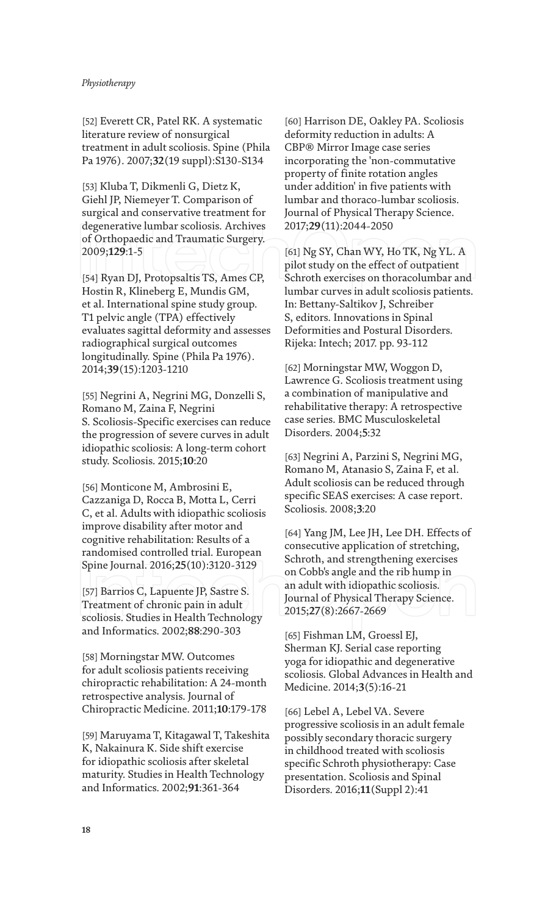[52] Everett CR, Patel RK. A systematic literature review of nonsurgical treatment in adult scoliosis. Spine (Phila Pa 1976). 2007;**32**(19 suppl):S130-S134

[53] Kluba T, Dikmenli G, Dietz K, Giehl JP, Niemeyer T. Comparison of surgical and conservative treatment for degenerative lumbar scoliosis. Archives of Orthopaedic and Traumatic Surgery. 2009;**129**:1-5

[54] Ryan DJ, Protopsaltis TS, Ames CP, Hostin R, Klineberg E, Mundis GM, et al. International spine study group. T1 pelvic angle (TPA) effectively evaluates sagittal deformity and assesses radiographical surgical outcomes longitudinally. Spine (Phila Pa 1976). 2014;**39**(15):1203-1210

[55] Negrini A, Negrini MG, Donzelli S, Romano M, Zaina F, Negrini S. Scoliosis-Specific exercises can reduce the progression of severe curves in adult idiopathic scoliosis: A long-term cohort study. Scoliosis. 2015;**10**:20

[56] Monticone M, Ambrosini E, Cazzaniga D, Rocca B, Motta L, Cerri C, et al. Adults with idiopathic scoliosis improve disability after motor and cognitive rehabilitation: Results of a randomised controlled trial. European Spine Journal. 2016;**25**(10):3120-3129

[57] Barrios C, Lapuente JP, Sastre S. Treatment of chronic pain in adult scoliosis. Studies in Health Technology and Informatics. 2002;**88**:290-303

[58] Morningstar MW. Outcomes for adult scoliosis patients receiving chiropractic rehabilitation: A 24-month retrospective analysis. Journal of Chiropractic Medicine. 2011;**10**:179-178

[59] Maruyama T, Kitagawal T, Takeshita K, Nakainura K. Side shift exercise for idiopathic scoliosis after skeletal maturity. Studies in Health Technology and Informatics. 2002;**91**:361-364

[60] Harrison DE, Oakley PA. Scoliosis deformity reduction in adults: A CBP® Mirror Image case series incorporating the 'non-commutative property of finite rotation angles under addition' in five patients with lumbar and thoraco-lumbar scoliosis. Journal of Physical Therapy Science. 2017;**29**(11):2044-2050

[61] Ng SY, Chan WY, Ho TK, Ng YL. A pilot study on the effect of outpatient Schroth exercises on thoracolumbar and lumbar curves in adult scoliosis patients. In: Bettany-Saltikov J, Schreiber S, editors. Innovations in Spinal Deformities and Postural Disorders. Rijeka: Intech; 2017. pp. 93-112

[62] Morningstar MW, Woggon D, Lawrence G. Scoliosis treatment using a combination of manipulative and rehabilitative therapy: A retrospective case series. BMC Musculoskeletal Disorders. 2004;**5**:32

[63] Negrini A, Parzini S, Negrini MG, Romano M, Atanasio S, Zaina F, et al. Adult scoliosis can be reduced through specific SEAS exercises: A case report. Scoliosis. 2008;**3**:20

[64] Yang JM, Lee JH, Lee DH. Effects of consecutive application of stretching, Schroth, and strengthening exercises on Cobb's angle and the rib hump in an adult with idiopathic scoliosis. Journal of Physical Therapy Science. 2015;**27**(8):2667-2669

[65] Fishman LM, Groessl EJ, Sherman KJ. Serial case reporting yoga for idiopathic and degenerative scoliosis. Global Advances in Health and Medicine. 2014;**3**(5):16-21

[66] Lebel A, Lebel VA. Severe progressive scoliosis in an adult female possibly secondary thoracic surgery in childhood treated with scoliosis specific Schroth physiotherapy: Case presentation. Scoliosis and Spinal Disorders. 2016;**11**(Suppl 2):41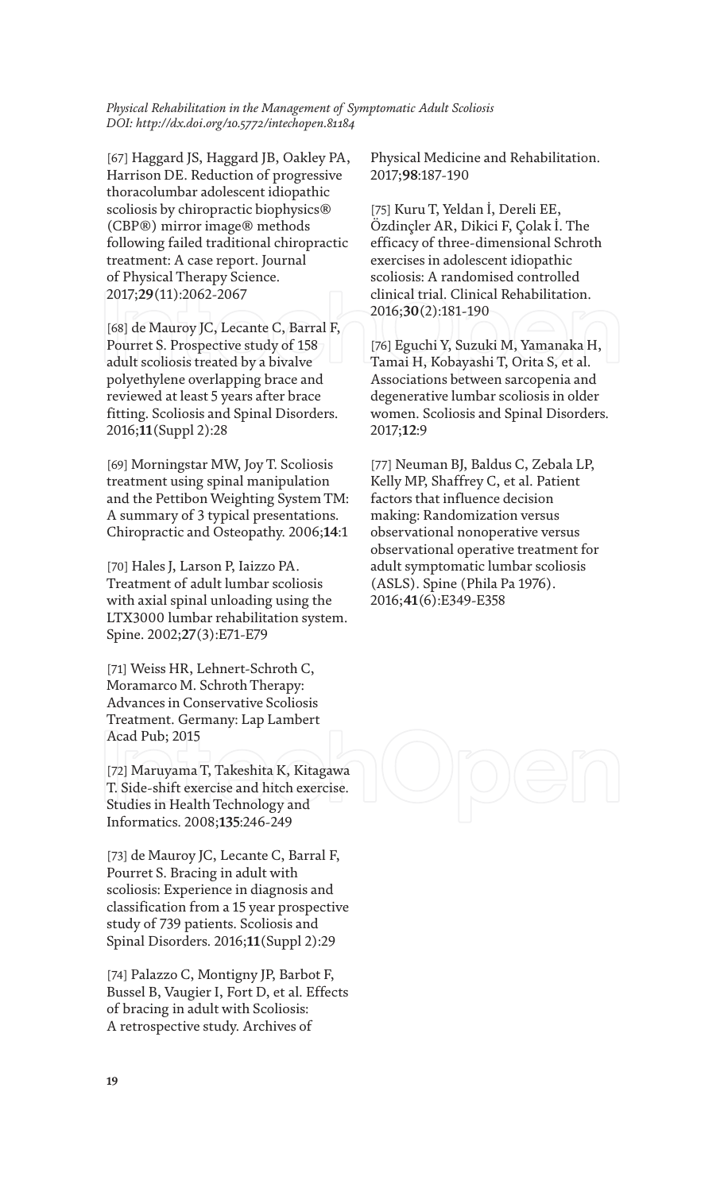[67] Haggard JS, Haggard JB, Oakley PA, Harrison DE. Reduction of progressive thoracolumbar adolescent idiopathic scoliosis by chiropractic biophysics® (CBP®) mirror image® methods following failed traditional chiropractic treatment: A case report. Journal of Physical Therapy Science. 2017;**29**(11):2062-2067

[68] de Mauroy JC, Lecante C, Barral F, Pourret S. Prospective study of 158 adult scoliosis treated by a bivalve polyethylene overlapping brace and reviewed at least 5 years after brace fitting. Scoliosis and Spinal Disorders. 2016;**11**(Suppl 2):28

[69] Morningstar MW, Joy T. Scoliosis treatment using spinal manipulation and the Pettibon Weighting System TM: A summary of 3 typical presentations. Chiropractic and Osteopathy. 2006;**14**:1

[70] Hales J, Larson P, Iaizzo PA. Treatment of adult lumbar scoliosis with axial spinal unloading using the LTX3000 lumbar rehabilitation system. Spine. 2002;**27**(3):E71-E79

[71] Weiss HR, Lehnert-Schroth C, Moramarco M. Schroth Therapy: Advances in Conservative Scoliosis Treatment. Germany: Lap Lambert Acad Pub; 2015

[72] Maruyama T, Takeshita K, Kitagawa T. Side-shift exercise and hitch exercise. Studies in Health Technology and Informatics. 2008;**135**:246-249

[73] de Mauroy JC, Lecante C, Barral F, Pourret S. Bracing in adult with scoliosis: Experience in diagnosis and classification from a 15 year prospective study of 739 patients. Scoliosis and Spinal Disorders. 2016;**11**(Suppl 2):29

[74] Palazzo C, Montigny JP, Barbot F, Bussel B, Vaugier I, Fort D, et al. Effects of bracing in adult with Scoliosis: A retrospective study. Archives of Physical Medicine and Rehabilitation. 2017;**98**:187-190

[75] Kuru T, Yeldan İ, Dereli EE, Özdinçler AR, Dikici F, Çolak İ. The efficacy of three-dimensional Schroth exercises in adolescent idiopathic scoliosis: A randomised controlled clinical trial. Clinical Rehabilitation. 2016;**30**(2):181-190

[76] Eguchi Y, Suzuki M, Yamanaka H, Tamai H, Kobayashi T, Orita S, et al. Associations between sarcopenia and degenerative lumbar scoliosis in older women. Scoliosis and Spinal Disorders. 2017;**12**:9

[77] Neuman BJ, Baldus C, Zebala LP, Kelly MP, Shaffrey C, et al. Patient factors that influence decision making: Randomization versus observational nonoperative versus observational operative treatment for adult symptomatic lumbar scoliosis (ASLS). Spine (Phila Pa 1976). 2016;**41**(6):E349-E358